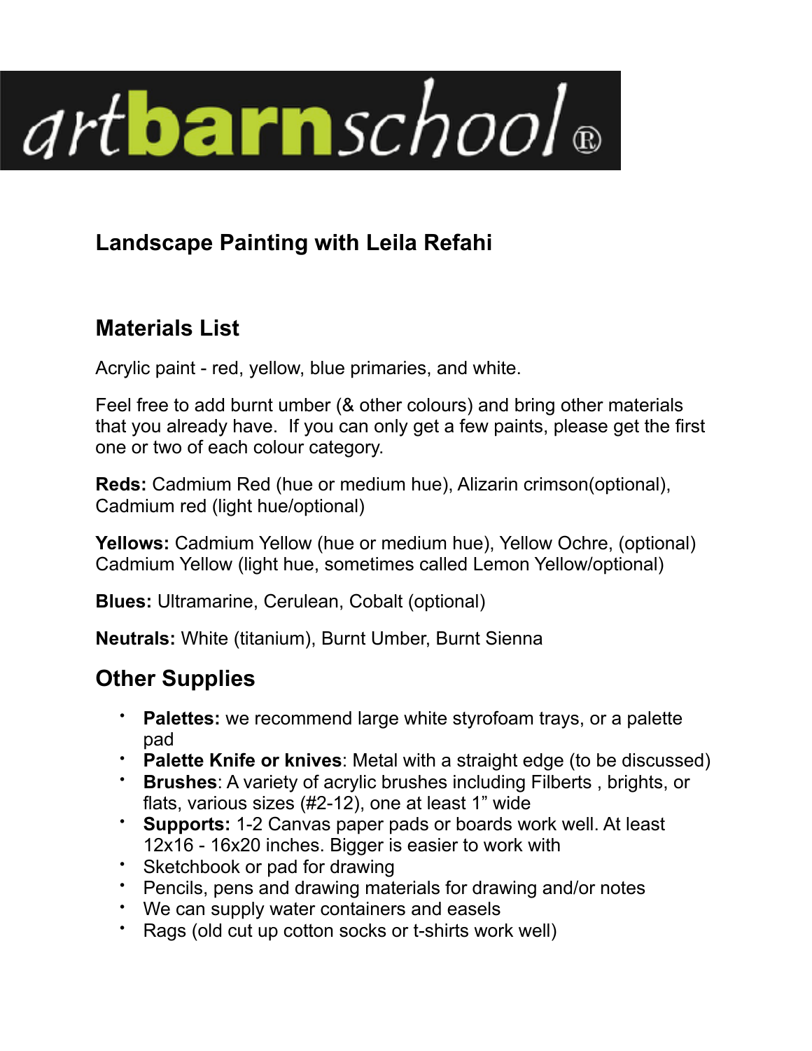# artbarnschool®

## Landscape Painting with Leila Refahi

## Materials List

Acrylic paint - red, yellow, blue primaries, and white.

Feel free to add burnt umber (& other colours) and bring other materials that you already have. If you can only get a few paints, please get the first one or two of each colour category.

**Reds:** Cadmium Red (hue or medium hue), Alizarin crimson(optional), Cadmium red (light hue/optional)

**Yellows:** Cadmium Yellow (hue or medium hue), Yellow Ochre, (optional) Cadmium Yellow (light hue, sometimes called Lemon Yellow/optional)

**Blues:** Ultramarine, Cerulean, Cobalt (optional)

**Neutrals:** White (titanium), Burnt Umber, Burnt Sienna

## Other Supplies

- **Palettes:** we recommend large white styrofoam trays, or a palette pad
- **Palette Knife or knives**: Metal with a straight edge (to be discussed)
- **Brushes**: A variety of acrylic brushes including Filberts , brights, or flats, various sizes (#2-12), one at least 1" wide
- **Supports:** 1-2 Canvas paper pads or boards work well. At least 12x16 - 16x20 inches. Bigger is easier to work with
- Sketchbook or pad for drawing
- Pencils, pens and drawing materials for drawing and/or notes
- We can supply water containers and easels
- Rags (old cut up cotton socks or t-shirts work well)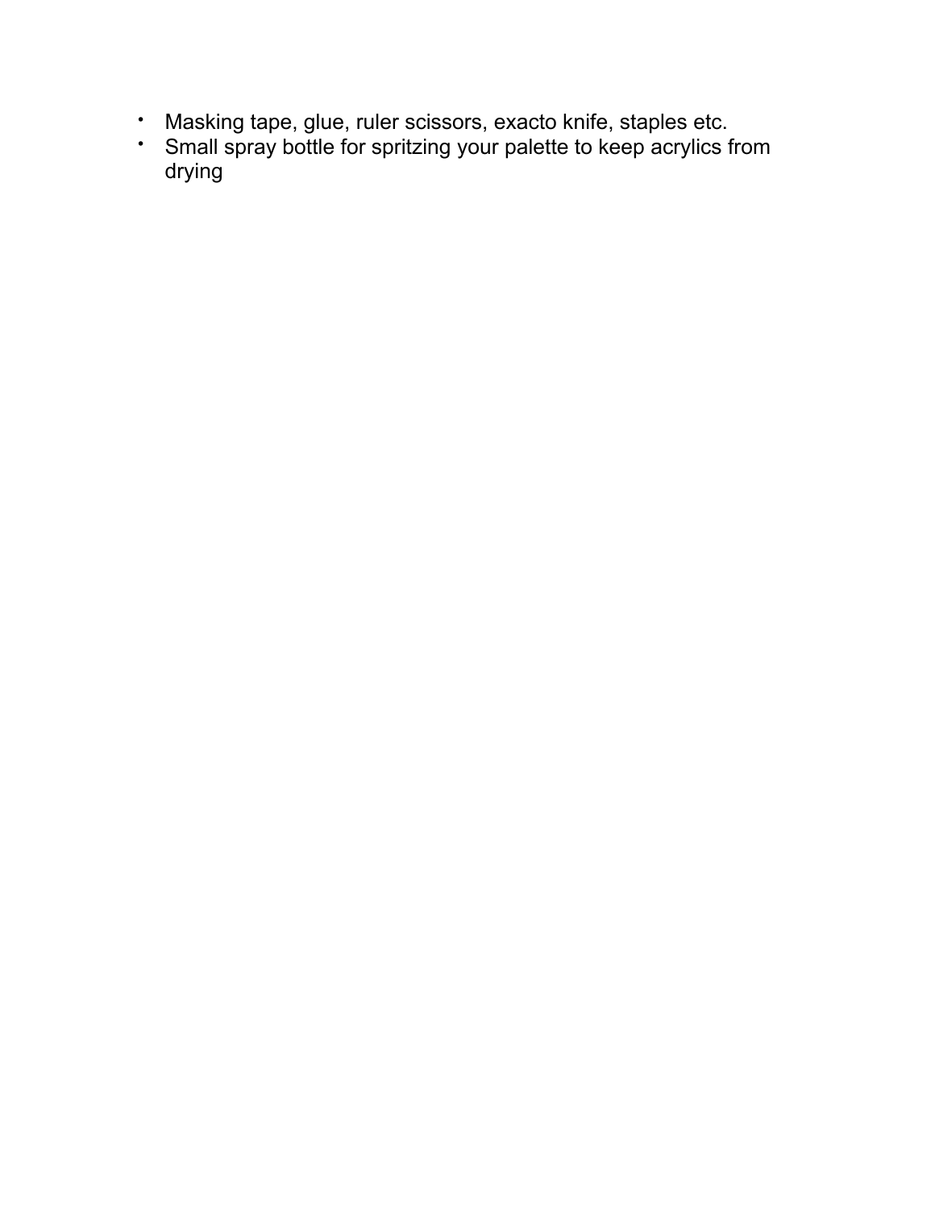- Masking tape, glue, ruler scissors, exacto knife, staples etc.
- Small spray bottle for spritzing your palette to keep acrylics from drying